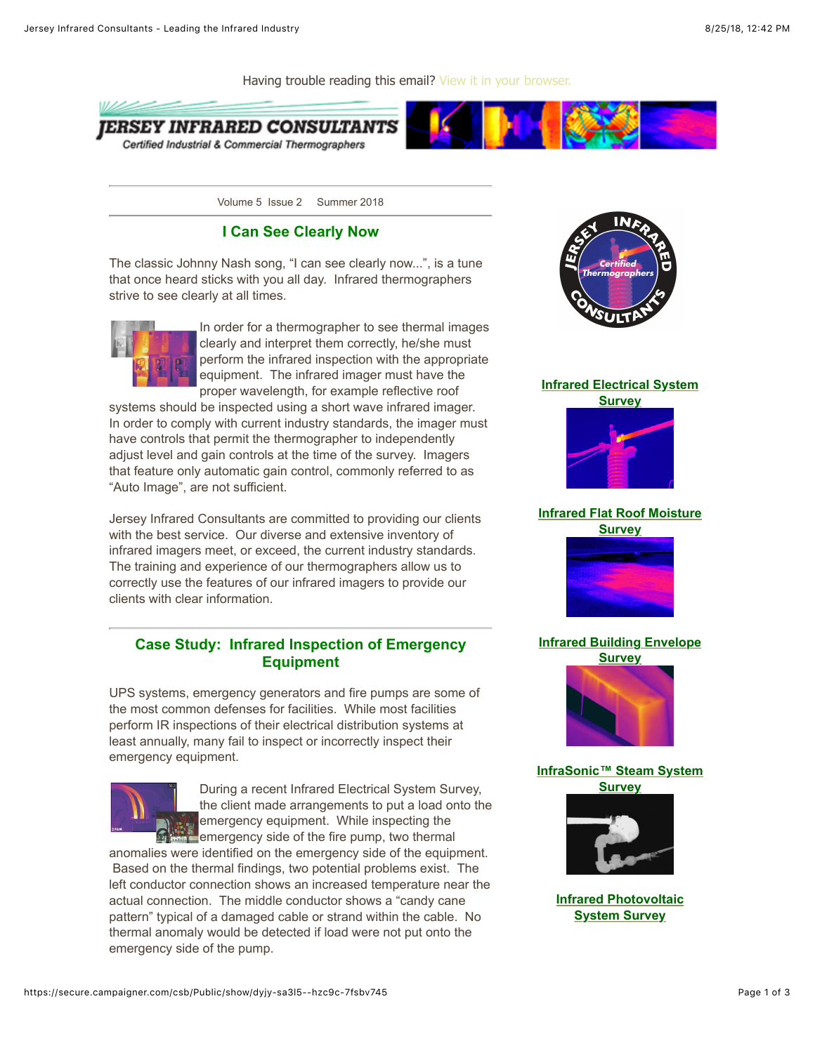Having trouble reading this email? View it in your browser.

JERSEY INFRARED CONSULTANTS

Certified Industrial & Commercial Thermographers

Volume 5 Issue 2 Summer 2018

## I Can See Clearly Now

The classic Johnny Nash song, "I can see clearly now...", is a tune that once heard sticks with you all day. Infrared thermographers strive to see clearly at all times.

In order for a thermographer to see thermal images clearly and interpret them correctly, he/she must perform the infrared inspection with the appropriate equipment. The infrared imager must have the proper wavelength, for example reflective roof systems should be inspected using a short wave infrared imager. In order to comply with current industry standards, the imager must have controls that permit the thermographer to independently adjust level and gain controls at the time of the survey. Imagers that feature only automatic gain control, commonly referred to as "Auto Image", are not sufficient.

Jersey Infrared Consultants are committed to providing our clients with the best service. Our diverse and extensive inventory of infrared imagers meet, or exceed, the current industry standards. The training and experience of our thermographers allow us to correctly use the features of our infrared imagers to provide our clients with clear information.

## Case Study: Infrared Inspection of Emergency Equipment

UPS systems, emergency generators and fire pumps are some of the most common defenses for facilities. While most facilities perform IR inspections of their electrical distribution systems at least annually, many fail to inspect or incorrectly inspect their emergency equipment.

During a recent Infrared Electrical System Survey, the client made arrangements to put a load onto the emergency equipment. While inspecting the emergency side of the fire pump, two thermal anomalies were identified on the emergency side of the equipment. Based on the thermal findings, two potential problems exist. The left conductor connection shows an increased temperature near the actual connection. The middle conductor shows a "candy cane pattern" typical of a damaged cable or strand within the cable. No thermal anomaly would be detected if load were not put onto the emergency side of the pump.

JERSEY INFRARED CONSULTANTS – Certified Thermographers

**Infrared Electrical System Survey**

**Infrared Flat Roof Moisture Survey**

**Infrared Building Envelope Survey**

**InfraSonic™ Steam System Survey**

**Infrared Photovoltaic System Survey**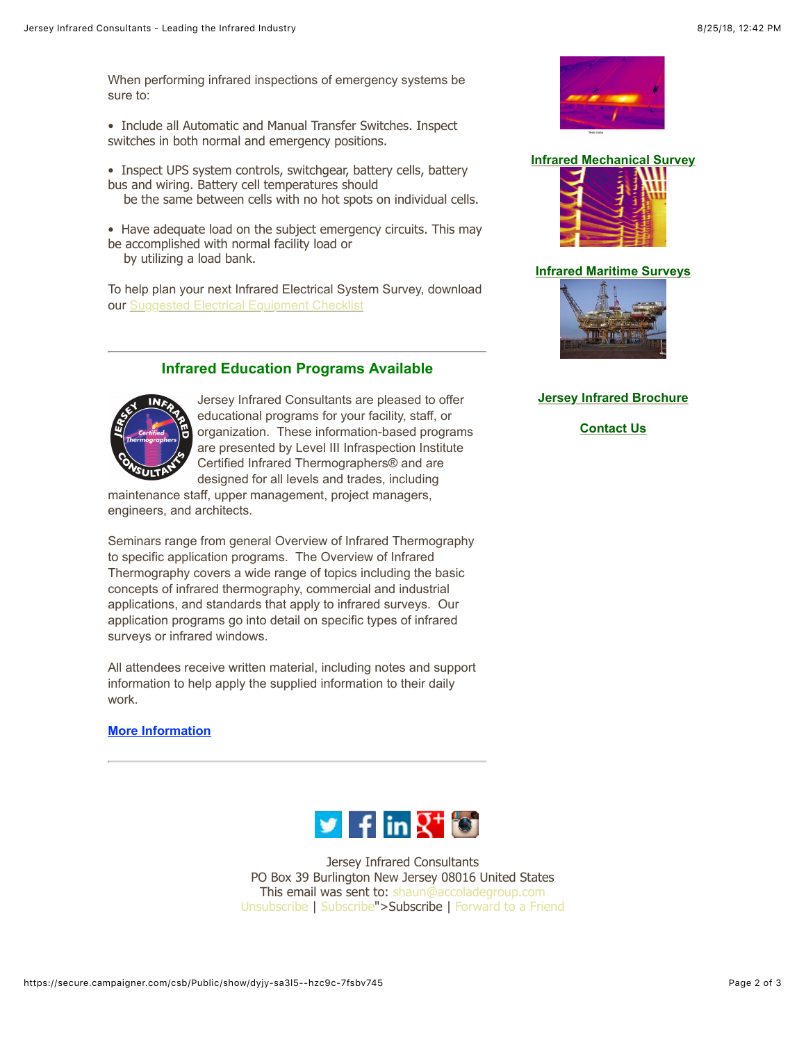When performing infrared inspections of emergency systems be sure to:

- Include all Automatic and Manual Transfer Switches. Inspect switches in both normal and emergency positions.
- Inspect UPS system controls, switchgear, battery cells, battery bus and wiring. Battery cell temperatures should be the same between cells with no hot spots on individual cells.
- Have adequate load on the subject emergency circuits. This may be accomplished with normal facility load or by utilizing a load bank.

To help plan your next Infrared Electrical System Survey, download our Suggested Electrical Equipment Checklist

---

## Infrared Education Programs Available

Jersey Infrared Consultants are pleased to offer educational programs for your facility, staff, or organization. These information-based programs are presented by Level III Infraspection Institute Certified Infrared Thermographers® and are designed for all levels and trades, including maintenance staff, upper management, project managers, engineers, and architects.

Seminars range from general Overview of Infrared Thermography to specific application programs. The Overview of Infrared Thermography covers a wide range of topics including the basic concepts of infrared thermography, commercial and industrial applications, and standards that apply to infrared surveys. Our application programs go into detail on specific types of infrared surveys or infrared windows.

All attendees receive written material, including notes and support information to help apply the supplied information to their daily work.

**More Information**

---

**Infrared Mechanical Survey**

**Infrared Maritime Surveys**

**Jersey Infrared Brochure**

**Contact Us**

Jersey Infrared Consultants
PO Box 39 Burlington New Jersey 08016 United States
This email was sent to: shaun@accoladegroup.com
Unsubscribe | Subscribe">Subscribe | Forward to a Friend